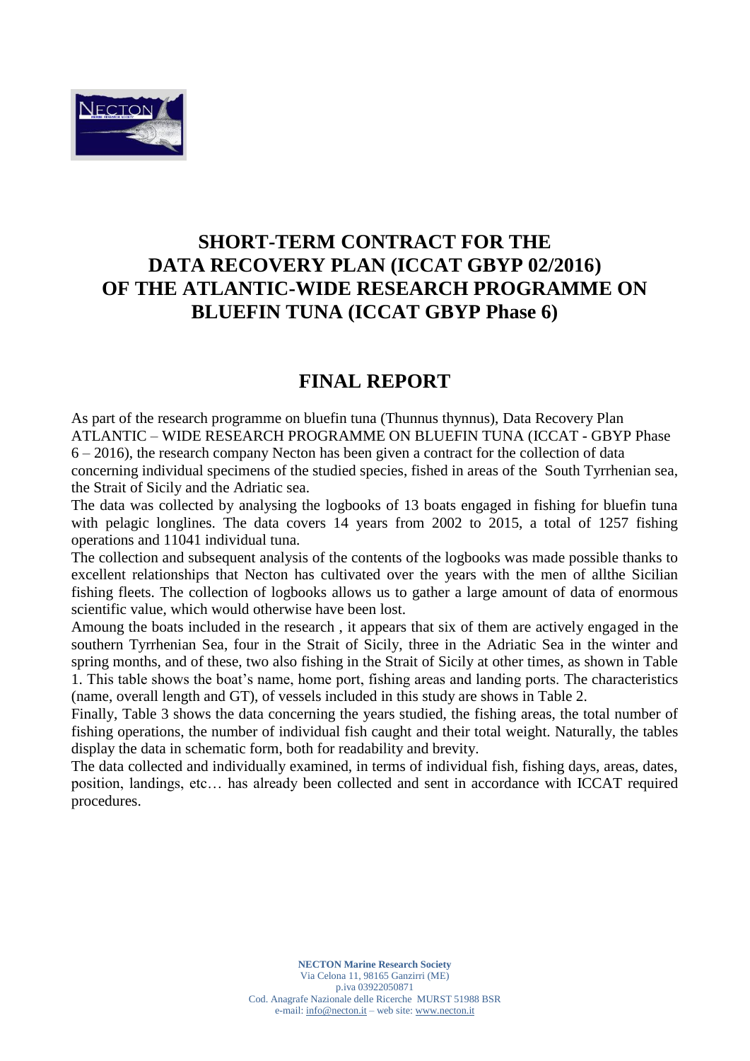# SHORT-TERM CONTRACT FOR THE DATA RECOVERY PLAN (ICCAT GBYP 02/2016) OF THE ATLANTIC-WIDE RESEARCH PROGRAMME ON BLUEFIN TUNA (ICCAT GBYP Phase 6)

## FINAL REPORT

As part of the research programme on bluefin tuna (Thunnus thynnus), Data Recovery Plan ATLANTIC – WIDE RESEARCH PROGRAMME ON BLUEFIN TUNA (ICCAT - GBYP Phase 6 – 2016), the research company Necton has been given a contract for the collection of data concerning individual specimens of the studied species, fished in areas of the South Tyrrhenian sea, the Strait of Sicily and the Adriatic sea.

The data was collected by analysing the logbooks of 13 boats engaged in fishing for bluefin tuna with pelagic longlines. The data covers 14 years from 2002 to 2015, a total of 1257 fishing operations and 11041 individual tuna.

The collection and subsequent analysis of the contents of the logbooks was made possible thanks to excellent relationships that Necton has cultivated over the years with the men of allthe Sicilian fishing fleets. The collection of logbooks allows us to gather a large amount of data of enormous scientific value, which would otherwise have been lost.

Amoung the boats included in the research , it appears that six of them are actively engaged in the southern Tyrrhenian Sea, four in the Strait of Sicily, three in the Adriatic Sea in the winter and spring months, and of these, two also fishing in the Strait of Sicily at other times, as shown in Table 1. This table shows the boat's name, home port, fishing areas and landing ports. The characteristics (name, overall length and GT), of vessels included in this study are shows in Table 2.

Finally, Table 3 shows the data concerning the years studied, the fishing areas, the total number of fishing operations, the number of individual fish caught and their total weight. Naturally, the tables display the data in schematic form, both for readability and brevity.

The data collected and individually examined, in terms of individual fish, fishing days, areas, dates, position, landings, etc… has already been collected and sent in accordance with ICCAT required procedures.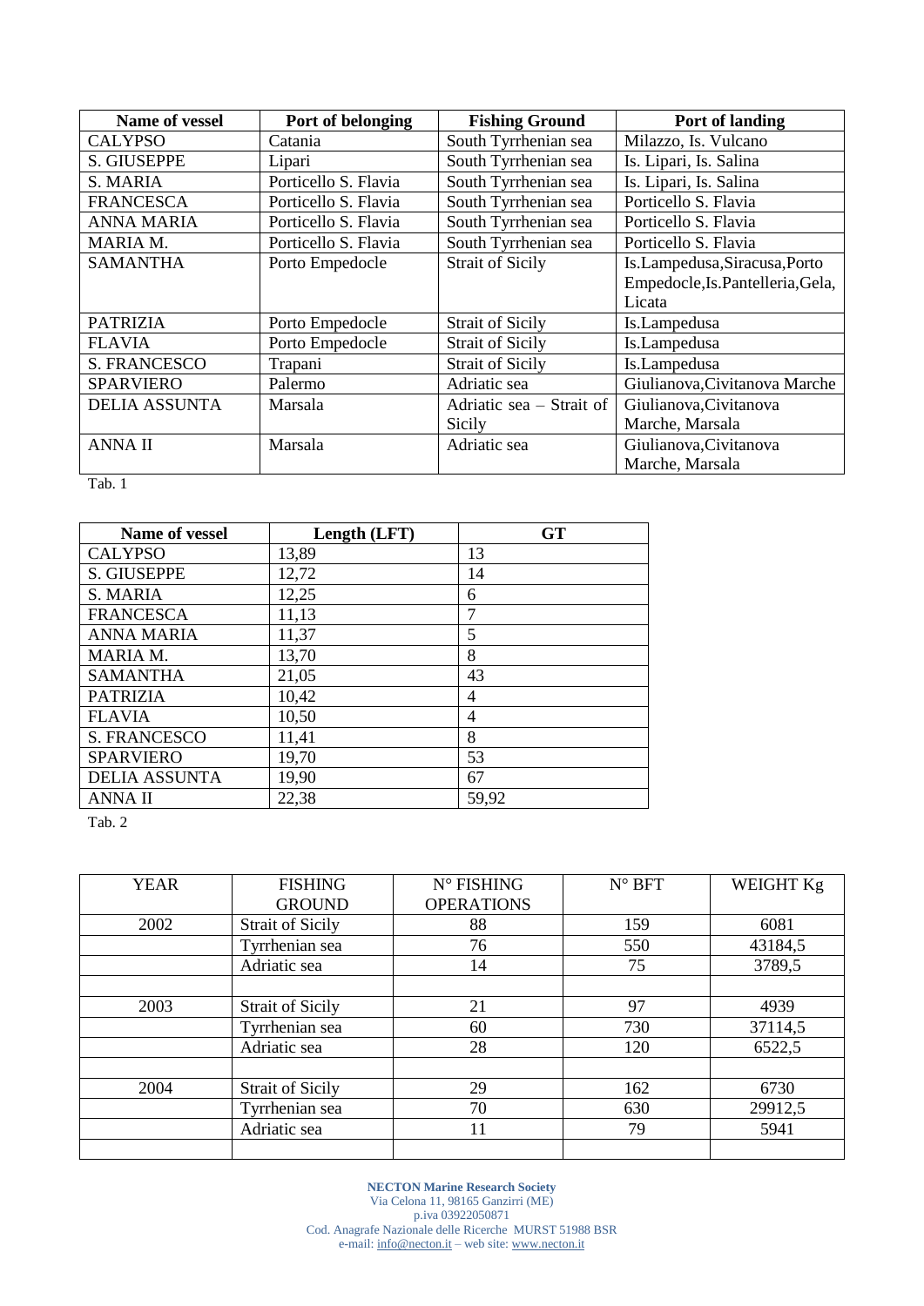| Name of vessel | Port of belonging | Fishing Ground | Port of landing |
|---|---|---|---|
| CALYPSO | Catania | South Tyrrhenian sea | Milazzo, Is. Vulcano |
| S. GIUSEPPE | Lipari | South Tyrrhenian sea | Is. Lipari, Is. Salina |
| S. MARIA | Porticello S. Flavia | South Tyrrhenian sea | Is. Lipari, Is. Salina |
| FRANCESCA | Porticello S. Flavia | South Tyrrhenian sea | Porticello S. Flavia |
| ANNA MARIA | Porticello S. Flavia | South Tyrrhenian sea | Porticello S. Flavia |
| MARIA M. | Porticello S. Flavia | South Tyrrhenian sea | Porticello S. Flavia |
| SAMANTHA | Porto Empedocle | Strait of Sicily | Is.Lampedusa,Siracusa,Porto Empedocle,Is.Pantelleria,Gela, Licata |
| PATRIZIA | Porto Empedocle | Strait of Sicily | Is.Lampedusa |
| FLAVIA | Porto Empedocle | Strait of Sicily | Is.Lampedusa |
| S. FRANCESCO | Trapani | Strait of Sicily | Is.Lampedusa |
| SPARVIERO | Palermo | Adriatic sea | Giulianova,Civitanova Marche |
| DELIA ASSUNTA | Marsala | Adriatic sea – Strait of Sicily | Giulianova,Civitanova Marche, Marsala |
| ANNA II | Marsala | Adriatic sea | Giulianova,Civitanova Marche, Marsala |

Tab. 1

| Name of vessel | Length (LFT) | GT |
|---|---|---|
| CALYPSO | 13,89 | 13 |
| S. GIUSEPPE | 12,72 | 14 |
| S. MARIA | 12,25 | 6 |
| FRANCESCA | 11,13 | 7 |
| ANNA MARIA | 11,37 | 5 |
| MARIA M. | 13,70 | 8 |
| SAMANTHA | 21,05 | 43 |
| PATRIZIA | 10,42 | 4 |
| FLAVIA | 10,50 | 4 |
| S. FRANCESCO | 11,41 | 8 |
| SPARVIERO | 19,70 | 53 |
| DELIA ASSUNTA | 19,90 | 67 |
| ANNA II | 22,38 | 59,92 |

Tab. 2

| YEAR | FISHING GROUND | N° FISHING OPERATIONS | N° BFT | WEIGHT Kg |
|---|---|---|---|---|
| 2002 | Strait of Sicily | 88 | 159 | 6081 |
| | Tyrrhenian sea | 76 | 550 | 43184,5 |
| | Adriatic sea | 14 | 75 | 3789,5 |
| | | | | |
| 2003 | Strait of Sicily | 21 | 97 | 4939 |
| | Tyrrhenian sea | 60 | 730 | 37114,5 |
| | Adriatic sea | 28 | 120 | 6522,5 |
| | | | | |
| 2004 | Strait of Sicily | 29 | 162 | 6730 |
| | Tyrrhenian sea | 70 | 630 | 29912,5 |
| | Adriatic sea | 11 | 79 | 5941 |
| | | | | |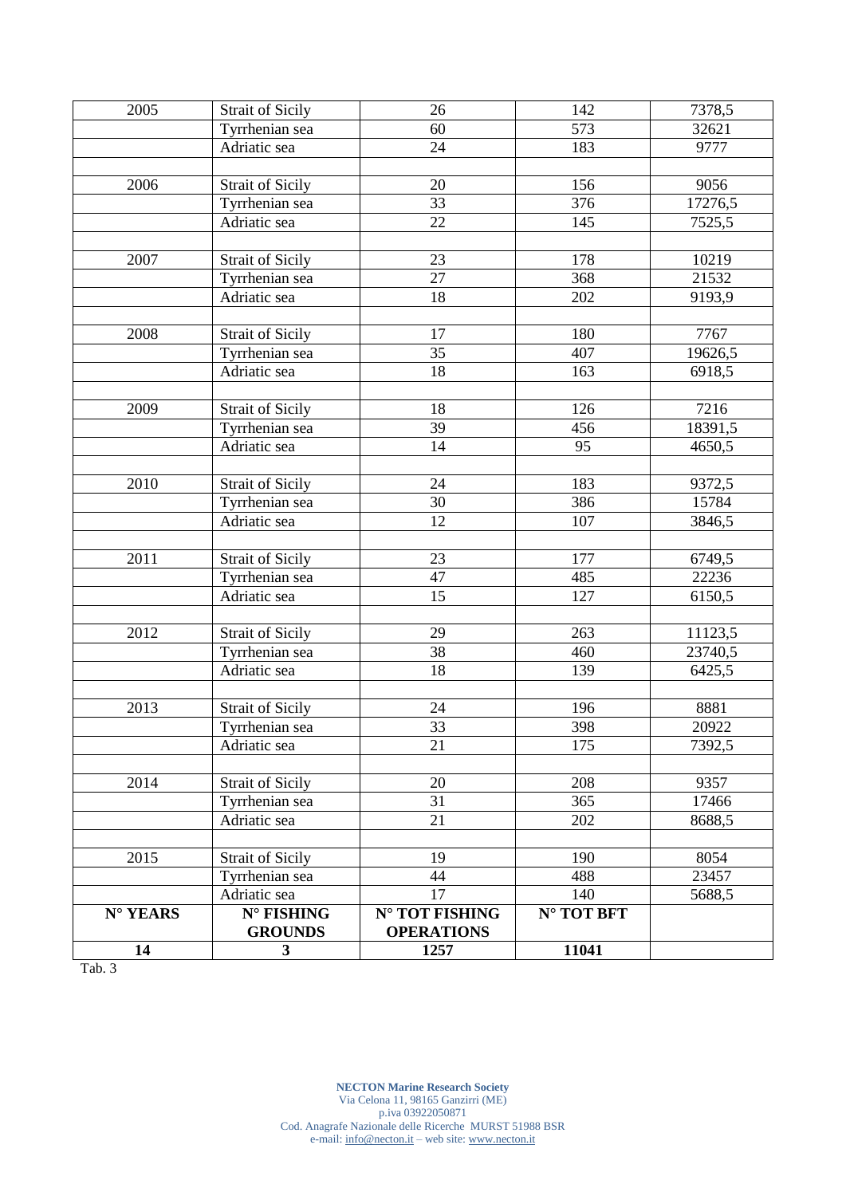| | | | | |
|---|---|---|---|---|
| 2005 | Strait of Sicily | 26 | 142 | 7378,5 |
| | Tyrrhenian sea | 60 | 573 | 32621 |
| | Adriatic sea | 24 | 183 | 9777 |
| | | | | |
| 2006 | Strait of Sicily | 20 | 156 | 9056 |
| | Tyrrhenian sea | 33 | 376 | 17276,5 |
| | Adriatic sea | 22 | 145 | 7525,5 |
| | | | | |
| 2007 | Strait of Sicily | 23 | 178 | 10219 |
| | Tyrrhenian sea | 27 | 368 | 21532 |
| | Adriatic sea | 18 | 202 | 9193,9 |
| | | | | |
| 2008 | Strait of Sicily | 17 | 180 | 7767 |
| | Tyrrhenian sea | 35 | 407 | 19626,5 |
| | Adriatic sea | 18 | 163 | 6918,5 |
| | | | | |
| 2009 | Strait of Sicily | 18 | 126 | 7216 |
| | Tyrrhenian sea | 39 | 456 | 18391,5 |
| | Adriatic sea | 14 | 95 | 4650,5 |
| | | | | |
| 2010 | Strait of Sicily | 24 | 183 | 9372,5 |
| | Tyrrhenian sea | 30 | 386 | 15784 |
| | Adriatic sea | 12 | 107 | 3846,5 |
| | | | | |
| 2011 | Strait of Sicily | 23 | 177 | 6749,5 |
| | Tyrrhenian sea | 47 | 485 | 22236 |
| | Adriatic sea | 15 | 127 | 6150,5 |
| | | | | |
| 2012 | Strait of Sicily | 29 | 263 | 11123,5 |
| | Tyrrhenian sea | 38 | 460 | 23740,5 |
| | Adriatic sea | 18 | 139 | 6425,5 |
| | | | | |
| 2013 | Strait of Sicily | 24 | 196 | 8881 |
| | Tyrrhenian sea | 33 | 398 | 20922 |
| | Adriatic sea | 21 | 175 | 7392,5 |
| | | | | |
| 2014 | Strait of Sicily | 20 | 208 | 9357 |
| | Tyrrhenian sea | 31 | 365 | 17466 |
| | Adriatic sea | 21 | 202 | 8688,5 |
| | | | | |
| 2015 | Strait of Sicily | 19 | 190 | 8054 |
| | Tyrrhenian sea | 44 | 488 | 23457 |
| | Adriatic sea | 17 | 140 | 5688,5 |
| **N° YEARS** | **N° FISHING GROUNDS** | **N° TOT FISHING OPERATIONS** | **N° TOT BFT** | |
| **14** | **3** | **1257** | **11041** | |

Tab. 3

**NECTON Marine Research Society**
Via Celona 11, 98165 Ganzirri (ME)
p.iva 03922050871
Cod. Anagrafe Nazionale delle Ricerche MURST 51988 BSR
e-mail: info@necton.it – web site: www.necton.it